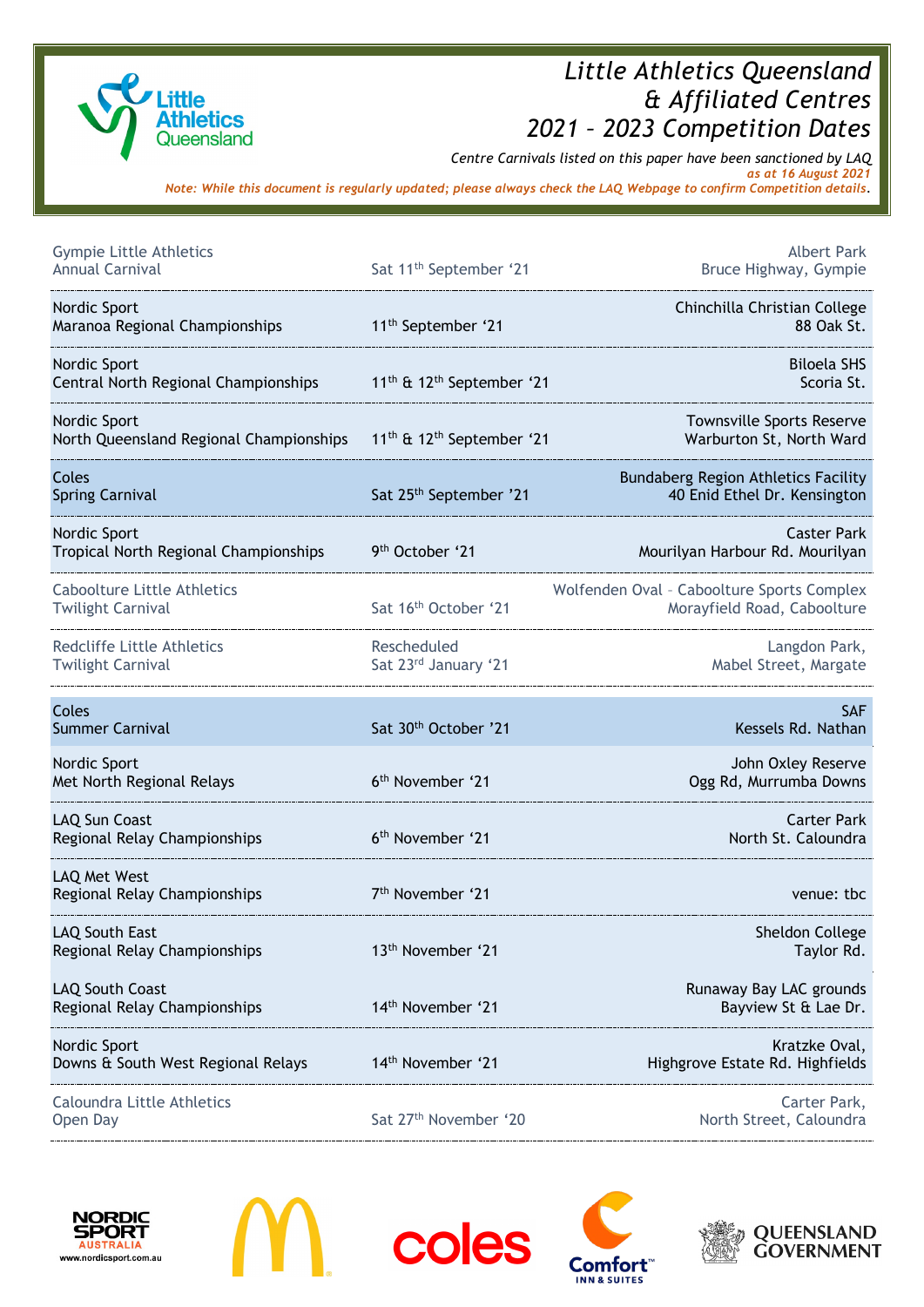# Little Athletics Queensland & Affiliated Centres 2021 – 2023 Competition Dates

*Centre Carnivals listed on this paper have been sanctioned by LAQ*
*as at 16 August 2021*

*Note: While this document is regularly updated; please always check the LAQ Webpage to confirm Competition details.*

| Event | Date | Venue |
|---|---|---|
| Gympie Little Athletics<br>Annual Carnival | Sat 11th September '21 | Albert Park<br>Bruce Highway, Gympie |
| Nordic Sport<br>Maranoa Regional Championships | 11th September '21 | Chinchilla Christian College<br>88 Oak St. |
| Nordic Sport<br>Central North Regional Championships | 11th & 12th September '21 | Biloela SHS<br>Scoria St. |
| Nordic Sport<br>North Queensland Regional Championships | 11th & 12th September '21 | Townsville Sports Reserve<br>Warburton St, North Ward |
| Coles<br>Spring Carnival | Sat 25th September '21 | Bundaberg Region Athletics Facility<br>40 Enid Ethel Dr. Kensington |
| Nordic Sport<br>Tropical North Regional Championships | 9th October '21 | Caster Park<br>Mourilyan Harbour Rd. Mourilyan |
| Caboolture Little Athletics<br>Twilight Carnival | Sat 16th October '21 | Wolfenden Oval – Caboolture Sports Complex<br>Morayfield Road, Caboolture |
| Redcliffe Little Athletics<br>Twilight Carnival | Rescheduled<br>Sat 23rd January '21 | Langdon Park,<br>Mabel Street, Margate |
| Coles<br>Summer Carnival | Sat 30th October '21 | SAF<br>Kessels Rd. Nathan |
| Nordic Sport<br>Met North Regional Relays | 6th November '21 | John Oxley Reserve<br>Ogg Rd, Murrumba Downs |
| LAQ Sun Coast<br>Regional Relay Championships | 6th November '21 | Carter Park<br>North St. Caloundra |
| LAQ Met West<br>Regional Relay Championships | 7th November '21 | venue: tbc |
| LAQ South East<br>Regional Relay Championships | 13th November '21 | Sheldon College<br>Taylor Rd. |
| LAQ South Coast<br>Regional Relay Championships | 14th November '21 | Runaway Bay LAC grounds<br>Bayview St & Lae Dr. |
| Nordic Sport<br>Downs & South West Regional Relays | 14th November '21 | Kratzke Oval,<br>Highgrove Estate Rd. Highfields |
| Caloundra Little Athletics<br>Open Day | Sat 27th November '20 | Carter Park,<br>North Street, Caloundra |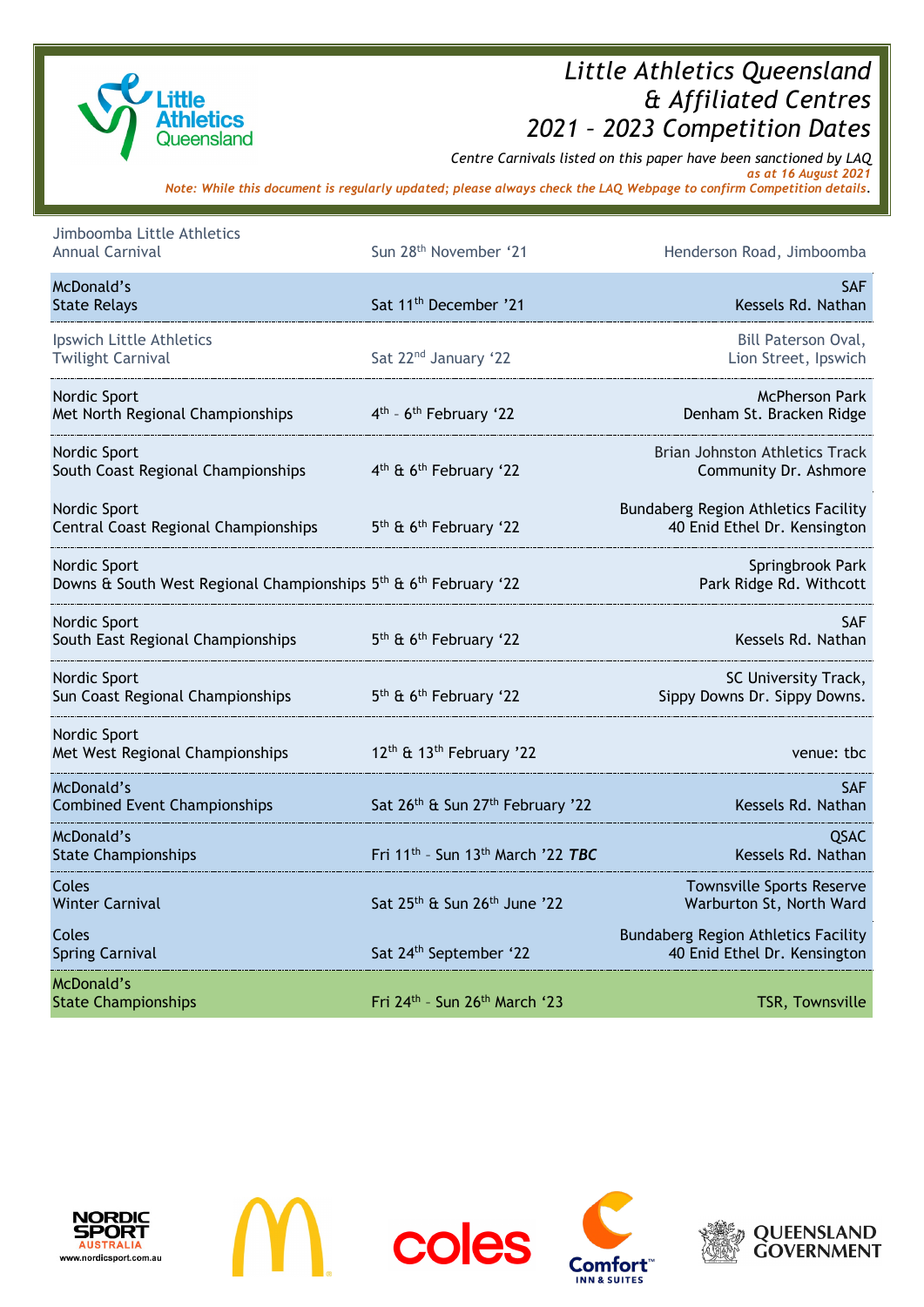# Little Athletics Queensland & Affiliated Centres 2021 – 2023 Competition Dates

*Centre Carnivals listed on this paper have been sanctioned by LAQ*
*as at 16 August 2021*

*Note: While this document is regularly updated; please always check the LAQ Webpage to confirm Competition details.*

| | | |
|---|---|---|
| Jimboomba Little Athletics Annual Carnival | Sun 28th November '21 | Henderson Road, Jimboomba |
| McDonald's State Relays | Sat 11th December '21 | SAF Kessels Rd. Nathan |
| Ipswich Little Athletics Twilight Carnival | Sat 22nd January '22 | Bill Paterson Oval, Lion Street, Ipswich |
| Nordic Sport Met North Regional Championships | 4th - 6th February '22 | McPherson Park Denham St. Bracken Ridge |
| Nordic Sport South Coast Regional Championships | 4th & 6th February '22 | Brian Johnston Athletics Track Community Dr. Ashmore |
| Nordic Sport Central Coast Regional Championships | 5th & 6th February '22 | Bundaberg Region Athletics Facility 40 Enid Ethel Dr. Kensington |
| Nordic Sport Downs & South West Regional Championships | 5th & 6th February '22 | Springbrook Park Park Ridge Rd. Withcott |
| Nordic Sport South East Regional Championships | 5th & 6th February '22 | SAF Kessels Rd. Nathan |
| Nordic Sport Sun Coast Regional Championships | 5th & 6th February '22 | SC University Track, Sippy Downs Dr. Sippy Downs. |
| Nordic Sport Met West Regional Championships | 12th & 13th February '22 | venue: tbc |
| McDonald's Combined Event Championships | Sat 26th & Sun 27th February '22 | SAF Kessels Rd. Nathan |
| McDonald's State Championships | Fri 11th - Sun 13th March '22 ***TBC*** | QSAC Kessels Rd. Nathan |
| Coles Winter Carnival | Sat 25th & Sun 26th June '22 | Townsville Sports Reserve Warburton St, North Ward |
| Coles Spring Carnival | Sat 24th September '22 | Bundaberg Region Athletics Facility 40 Enid Ethel Dr. Kensington |
| McDonald's State Championships | Fri 24th - Sun 26th March '23 | TSR, Townsville |

NORDIC SPORT AUSTRALIA www.nordicsport.com.au

coles

Comfort INN & SUITES

QUEENSLAND GOVERNMENT